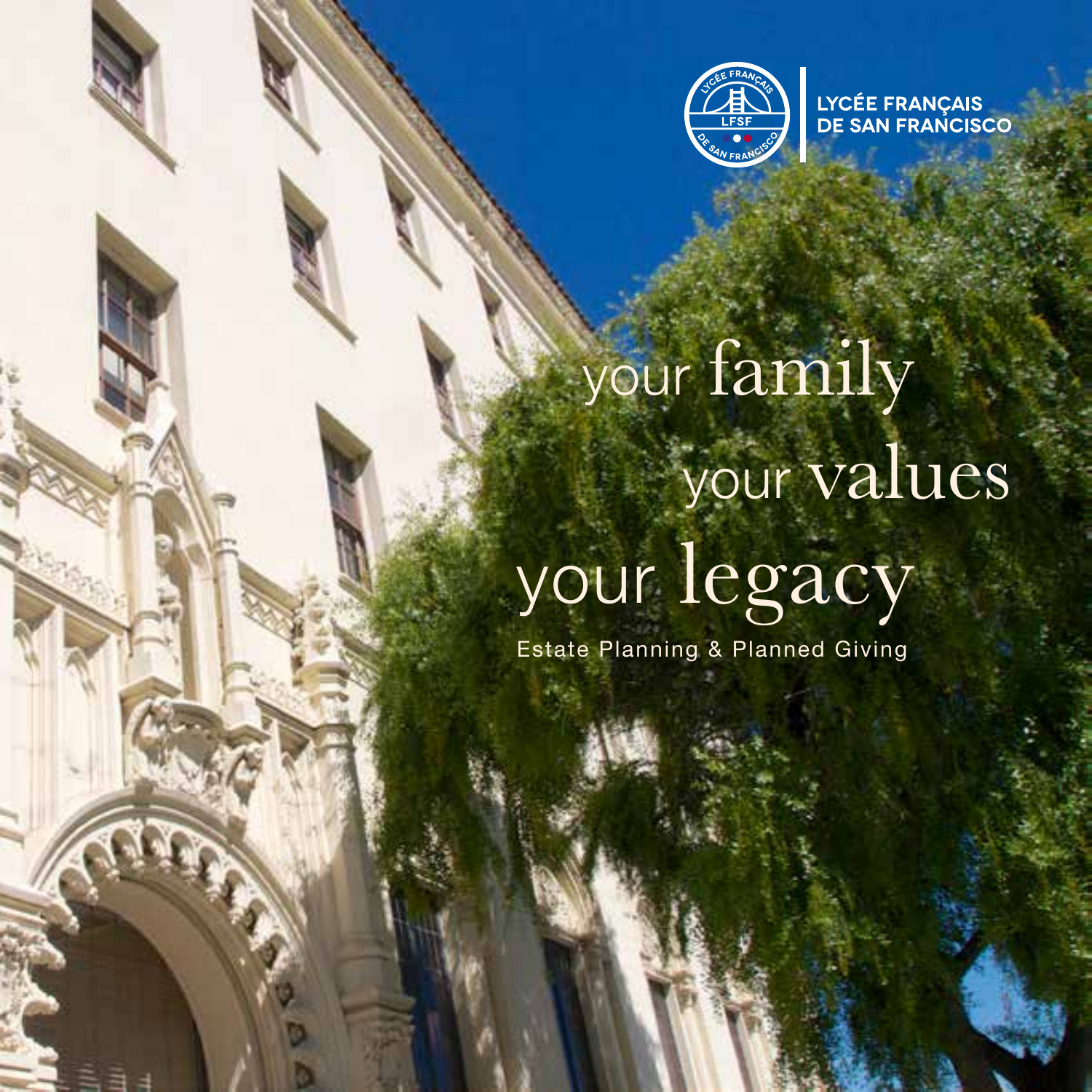LYCÉE FRANÇAIS DE SAN FRANCISCO

# your family your values your legacy

Estate Planning & Planned Giving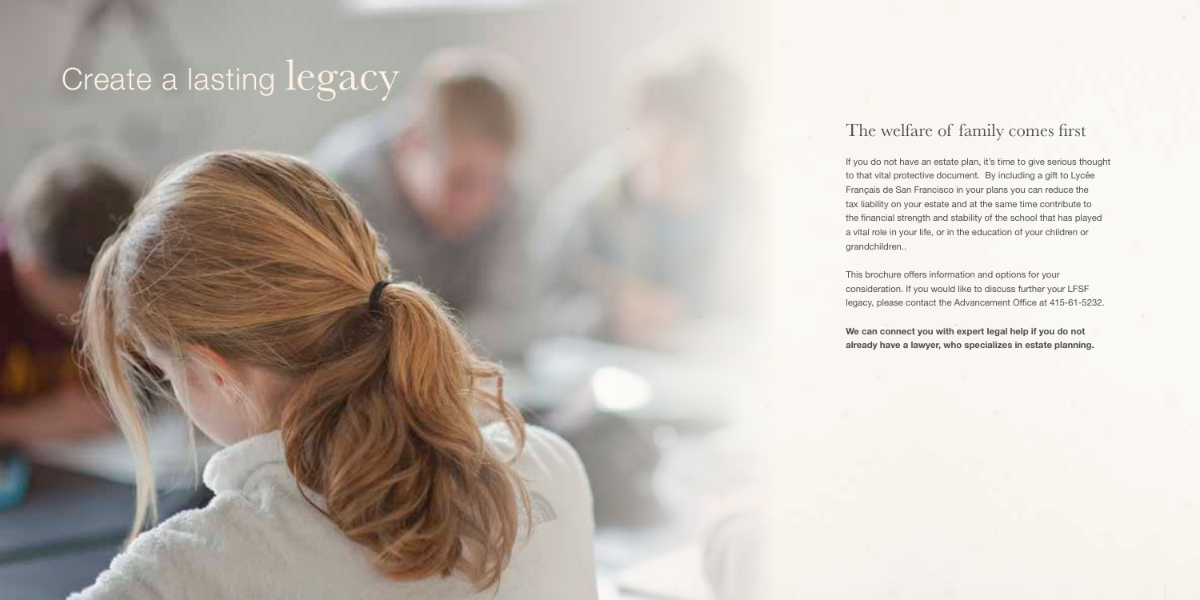# Create a lasting legacy

## The welfare of family comes first

If you do not have an estate plan, it's time to give serious thought to that vital protective document. By including a gift to Lycée Français de San Francisco in your plans you can reduce the tax liability on your estate and at the same time contribute to the financial strength and stability of the school that has played a vital role in your life, or in the education of your children or grandchildren..

This brochure offers information and options for your consideration. If you would like to discuss further your LFSF legacy, please contact the Advancement Office at 415-61-5232.

**We can connect you with expert legal help if you do not already have a lawyer, who specializes in estate planning.**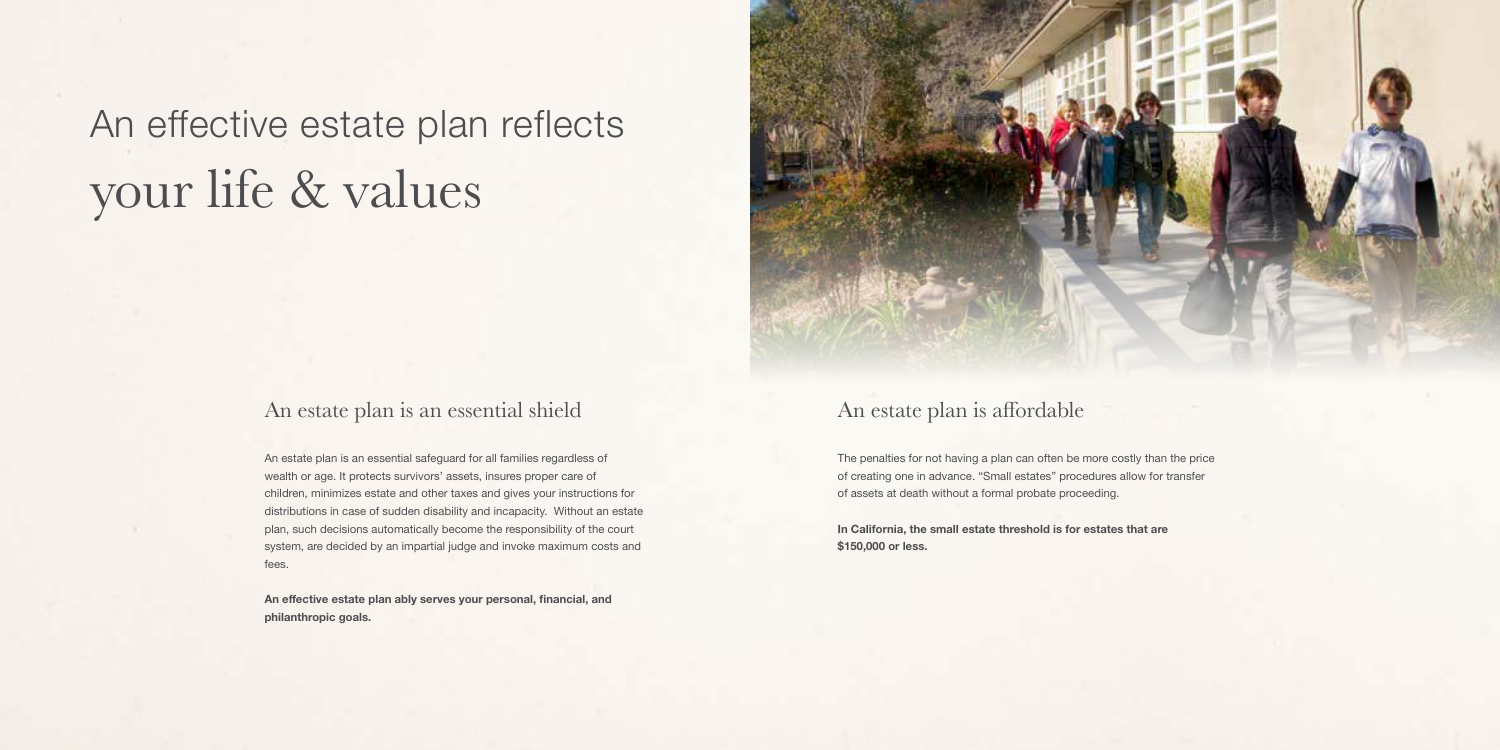# An effective estate plan reflects your life & values

## An estate plan is an essential shield

An estate plan is an essential safeguard for all families regardless of wealth or age. It protects survivors' assets, insures proper care of children, minimizes estate and other taxes and gives your instructions for distributions in case of sudden disability and incapacity. Without an estate plan, such decisions automatically become the responsibility of the court system, are decided by an impartial judge and invoke maximum costs and fees.

**An effective estate plan ably serves your personal, financial, and philanthropic goals.**

## An estate plan is affordable

The penalties for not having a plan can often be more costly than the price of creating one in advance. "Small estates" procedures allow for transfer of assets at death without a formal probate proceeding.

**In California, the small estate threshold is for estates that are $150,000 or less.**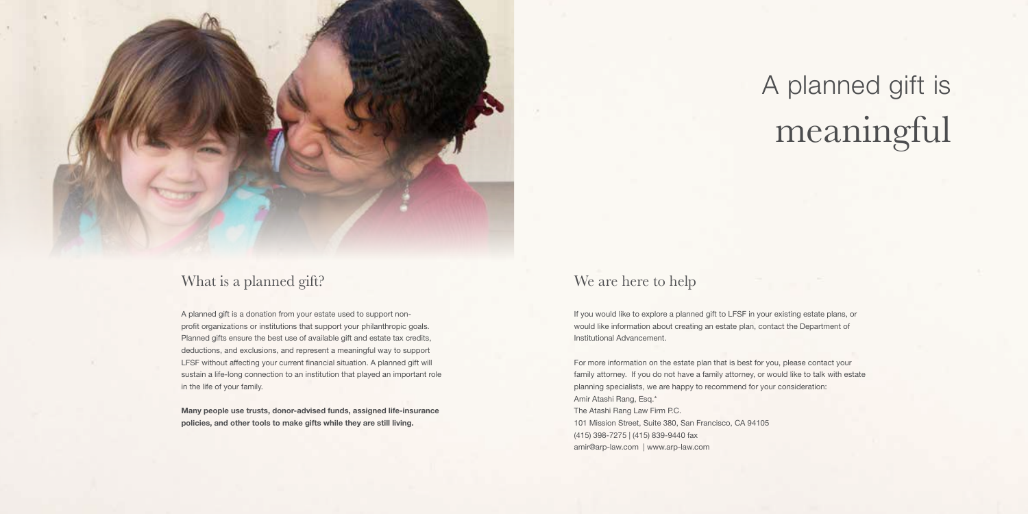# A planned gift is meaningful

## What is a planned gift?

A planned gift is a donation from your estate used to support non-profit organizations or institutions that support your philanthropic goals. Planned gifts ensure the best use of available gift and estate tax credits, deductions, and exclusions, and represent a meaningful way to support LFSF without affecting your current financial situation. A planned gift will sustain a life-long connection to an institution that played an important role in the life of your family.

**Many people use trusts, donor-advised funds, assigned life-insurance policies, and other tools to make gifts while they are still living.**

## We are here to help

If you would like to explore a planned gift to LFSF in your existing estate plans, or would like information about creating an estate plan, contact the Department of Institutional Advancement.

For more information on the estate plan that is best for you, please contact your family attorney. If you do not have a family attorney, or would like to talk with estate planning specialists, we are happy to recommend for your consideration:

Amir Atashi Rang, Esq.*
The Atashi Rang Law Firm P.C.
101 Mission Street, Suite 380, San Francisco, CA 94105
(415) 398-7275 | (415) 839-9440 fax
amir@arp-law.com | www.arp-law.com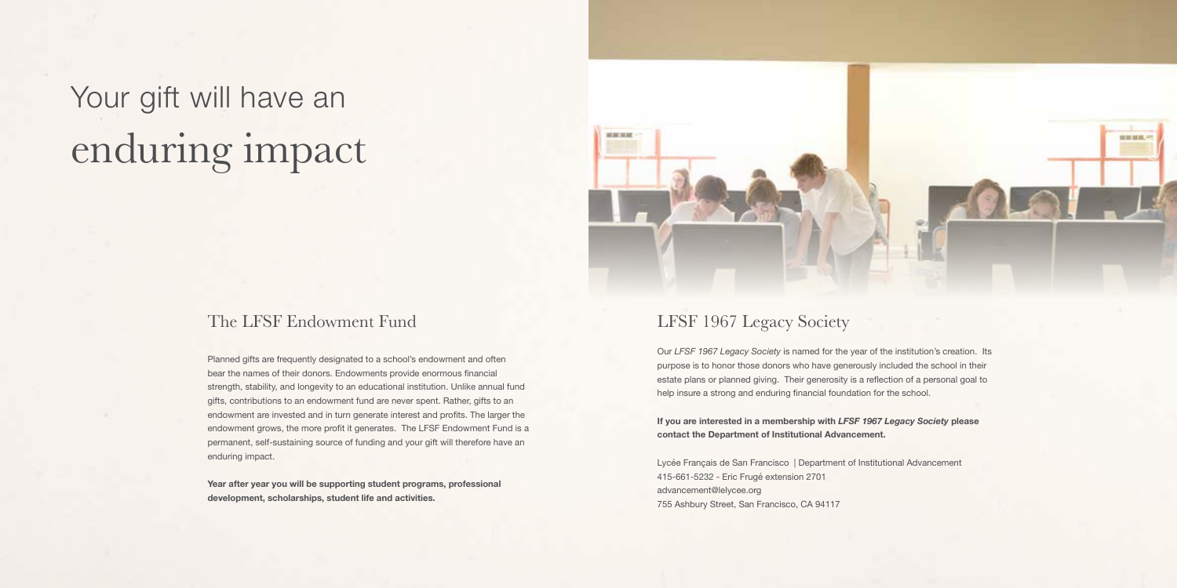# Your gift will have an enduring impact

## The LFSF Endowment Fund

Planned gifts are frequently designated to a school's endowment and often bear the names of their donors. Endowments provide enormous financial strength, stability, and longevity to an educational institution. Unlike annual fund gifts, contributions to an endowment fund are never spent. Rather, gifts to an endowment are invested and in turn generate interest and profits. The larger the endowment grows, the more profit it generates. The LFSF Endowment Fund is a permanent, self-sustaining source of funding and your gift will therefore have an enduring impact.

**Year after year you will be supporting student programs, professional development, scholarships, student life and activities.**

## LFSF 1967 Legacy Society

Our *LFSF 1967 Legacy Society* is named for the year of the institution's creation. Its purpose is to honor those donors who have generously included the school in their estate plans or planned giving. Their generosity is a reflection of a personal goal to help insure a strong and enduring financial foundation for the school.

**If you are interested in a membership with *LFSF 1967 Legacy Society* please contact the Department of Institutional Advancement.**

Lycée Français de San Francisco | Department of Institutional Advancement
415-661-5232 - Eric Frugé extension 2701
advancement@lelycee.org
755 Ashbury Street, San Francisco, CA 94117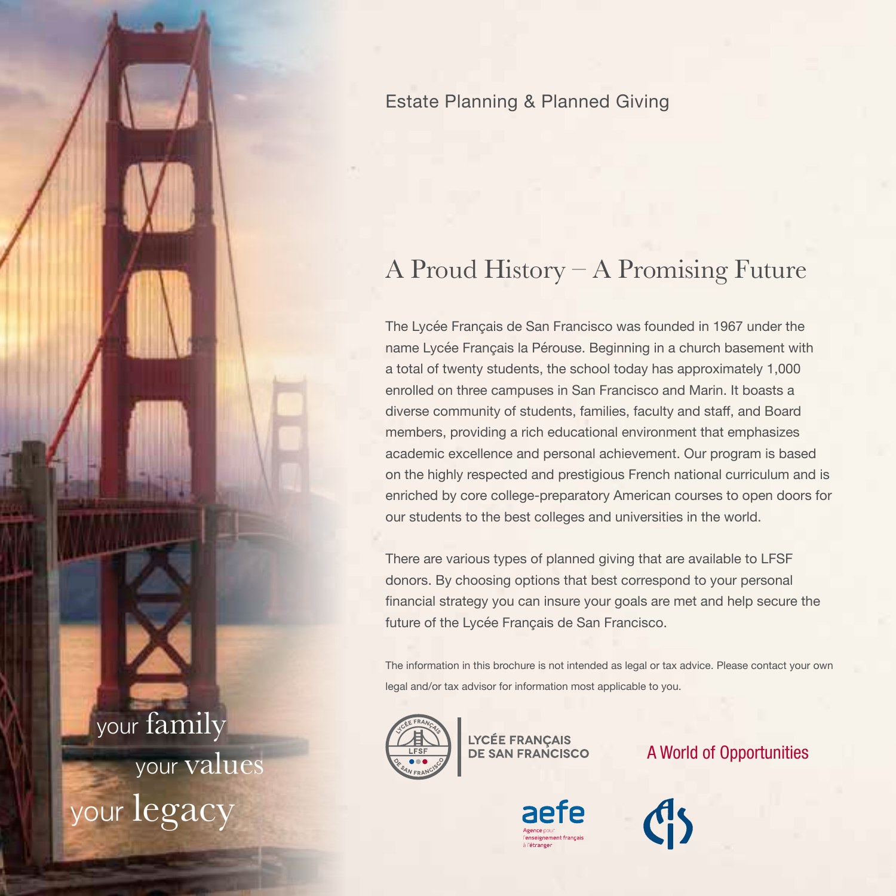your family
your values
your legacy

Estate Planning & Planned Giving

## A Proud History – A Promising Future

The Lycée Français de San Francisco was founded in 1967 under the name Lycée Français la Pérouse. Beginning in a church basement with a total of twenty students, the school today has approximately 1,000 enrolled on three campuses in San Francisco and Marin. It boasts a diverse community of students, families, faculty and staff, and Board members, providing a rich educational environment that emphasizes academic excellence and personal achievement. Our program is based on the highly respected and prestigious French national curriculum and is enriched by core college-preparatory American courses to open doors for our students to the best colleges and universities in the world.

There are various types of planned giving that are available to LFSF donors. By choosing options that best correspond to your personal financial strategy you can insure your goals are met and help secure the future of the Lycée Français de San Francisco.

The information in this brochure is not intended as legal or tax advice. Please contact your own legal and/or tax advisor for information most applicable to you.

LYCÉE FRANÇAIS DE SAN FRANCISCO

A World of Opportunities

aefe
Agence pour l'enseignement français à l'étranger